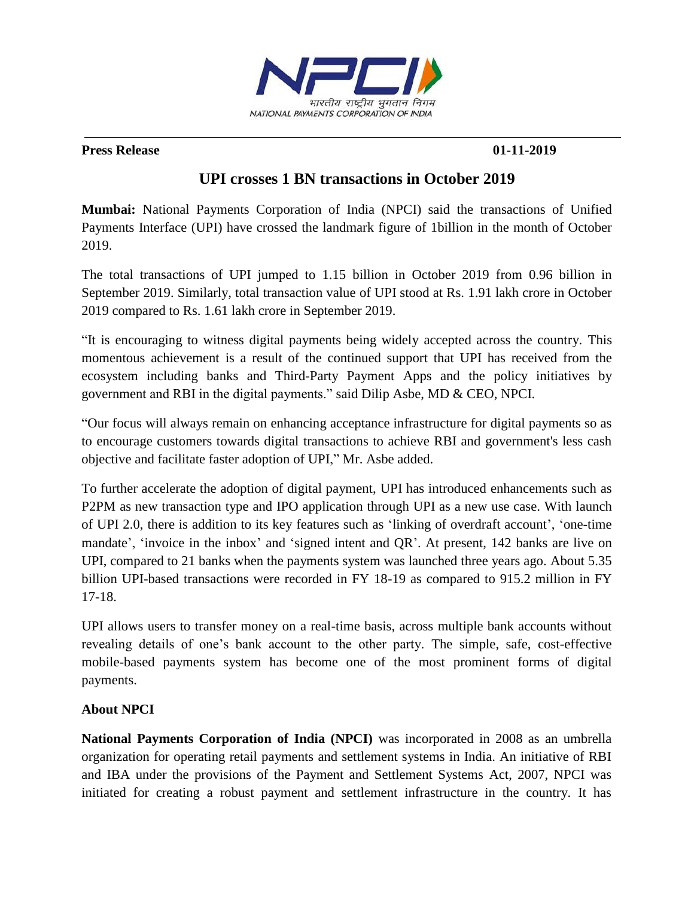भारतीय राष्ट्रीय भुगतान निगम
NATIONAL PAYMENTS CORPORATION OF INDIA

**Press Release** **01-11-2019**

## UPI crosses 1 BN transactions in October 2019

**Mumbai:** National Payments Corporation of India (NPCI) said the transactions of Unified Payments Interface (UPI) have crossed the landmark figure of 1billion in the month of October 2019.

The total transactions of UPI jumped to 1.15 billion in October 2019 from 0.96 billion in September 2019. Similarly, total transaction value of UPI stood at Rs. 1.91 lakh crore in October 2019 compared to Rs. 1.61 lakh crore in September 2019.

"It is encouraging to witness digital payments being widely accepted across the country. This momentous achievement is a result of the continued support that UPI has received from the ecosystem including banks and Third-Party Payment Apps and the policy initiatives by government and RBI in the digital payments." said Dilip Asbe, MD & CEO, NPCI.

"Our focus will always remain on enhancing acceptance infrastructure for digital payments so as to encourage customers towards digital transactions to achieve RBI and government's less cash objective and facilitate faster adoption of UPI," Mr. Asbe added.

To further accelerate the adoption of digital payment, UPI has introduced enhancements such as P2PM as new transaction type and IPO application through UPI as a new use case. With launch of UPI 2.0, there is addition to its key features such as 'linking of overdraft account', 'one-time mandate', 'invoice in the inbox' and 'signed intent and QR'. At present, 142 banks are live on UPI, compared to 21 banks when the payments system was launched three years ago. About 5.35 billion UPI-based transactions were recorded in FY 18-19 as compared to 915.2 million in FY 17-18.

UPI allows users to transfer money on a real-time basis, across multiple bank accounts without revealing details of one's bank account to the other party. The simple, safe, cost-effective mobile-based payments system has become one of the most prominent forms of digital payments.

**About NPCI**

**National Payments Corporation of India (NPCI)** was incorporated in 2008 as an umbrella organization for operating retail payments and settlement systems in India. An initiative of RBI and IBA under the provisions of the Payment and Settlement Systems Act, 2007, NPCI was initiated for creating a robust payment and settlement infrastructure in the country. It has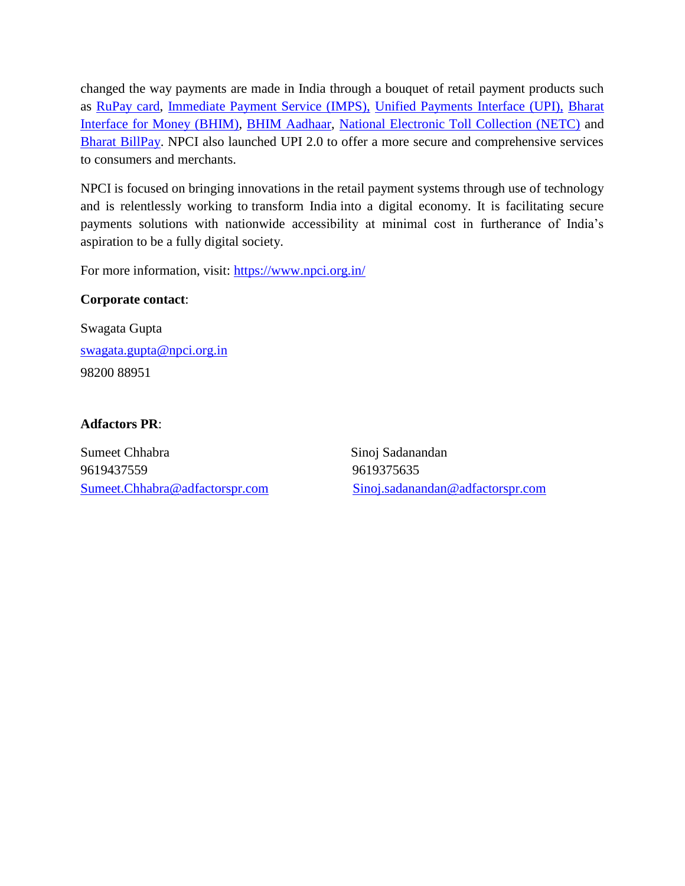changed the way payments are made in India through a bouquet of retail payment products such as RuPay card, Immediate Payment Service (IMPS), Unified Payments Interface (UPI), Bharat Interface for Money (BHIM), BHIM Aadhaar, National Electronic Toll Collection (NETC) and Bharat BillPay. NPCI also launched UPI 2.0 to offer a more secure and comprehensive services to consumers and merchants.

NPCI is focused on bringing innovations in the retail payment systems through use of technology and is relentlessly working to transform India into a digital economy. It is facilitating secure payments solutions with nationwide accessibility at minimal cost in furtherance of India's aspiration to be a fully digital society.

For more information, visit: https://www.npci.org.in/

**Corporate contact**:

Swagata Gupta

swagata.gupta@npci.org.in

98200 88951

**Adfactors PR**:

Sumeet Chhabra
9619437559
Sumeet.Chhabra@adfactorspr.com

Sinoj Sadanandan
9619375635
Sinoj.sadanandan@adfactorspr.com